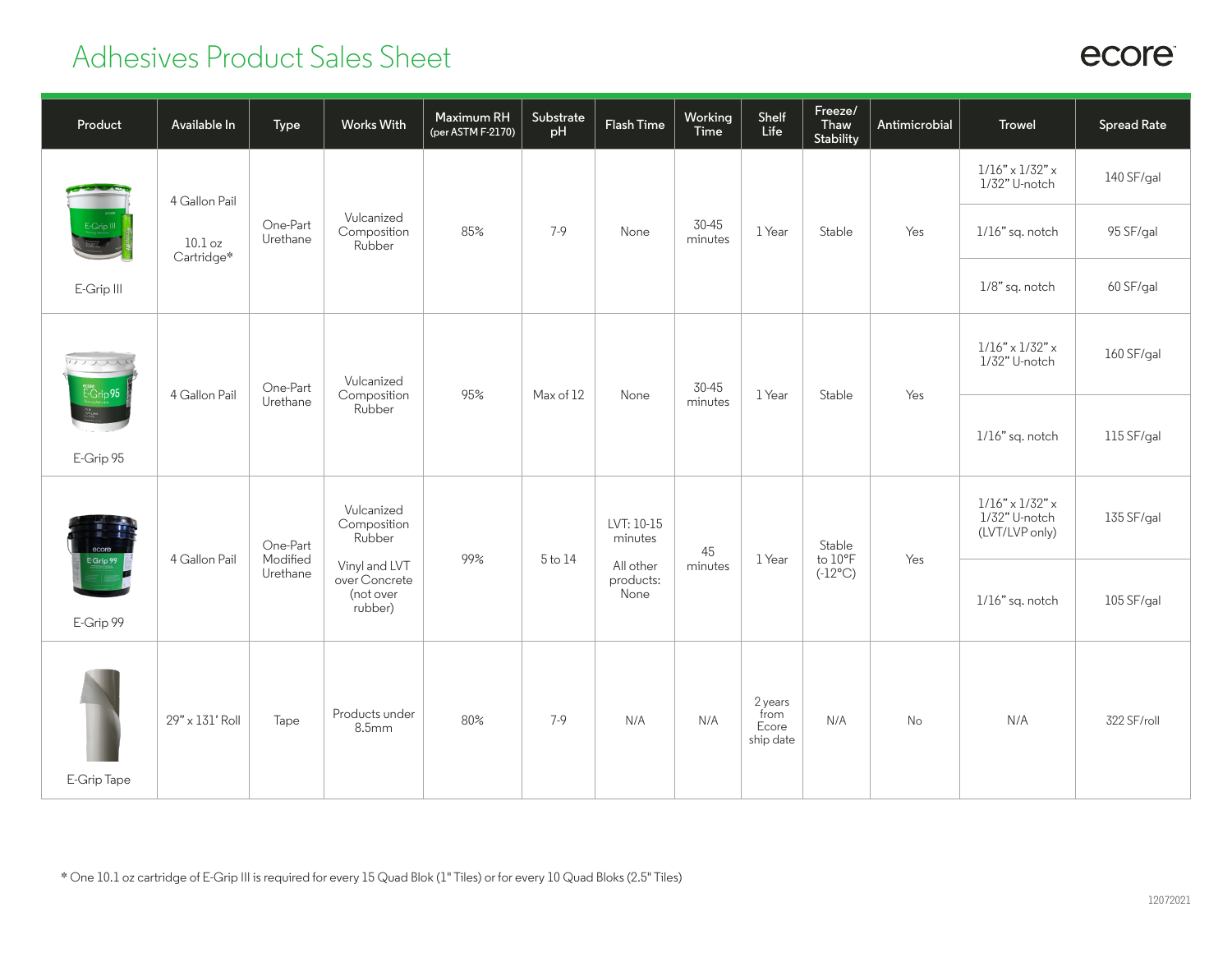# Adhesives Product Sales Sheet

ecore

| Product | Available In | Type | Works With | Maximum RH (per ASTM F-2170) | Substrate pH | Flash Time | Working Time | Shelf Life | Freeze/ Thaw Stability | Antimicrobial | Trowel | Spread Rate |
|---|---|---|---|---|---|---|---|---|---|---|---|---|
| E-Grip III | 4 Gallon Pail<br>10.1 oz Cartridge* | One-Part Urethane | Vulcanized Composition Rubber | 85% | 7-9 | None | 30-45 minutes | 1 Year | Stable | Yes | 1/16" x 1/32" x 1/32" U-notch | 140 SF/gal |
| | | | | | | | | | | | 1/16" sq. notch | 95 SF/gal |
| | | | | | | | | | | | 1/8" sq. notch | 60 SF/gal |
| E-Grip 95 | 4 Gallon Pail | One-Part Urethane | Vulcanized Composition Rubber | 95% | Max of 12 | None | 30-45 minutes | 1 Year | Stable | Yes | 1/16" x 1/32" x 1/32" U-notch | 160 SF/gal |
| | | | | | | | | | | | 1/16" sq. notch | 115 SF/gal |
| E-Grip 99 | 4 Gallon Pail | One-Part Modified Urethane | Vulcanized Composition Rubber<br>Vinyl and LVT over Concrete (not over rubber) | 99% | 5 to 14 | LVT: 10-15 minutes<br>All other products: None | 45 minutes | 1 Year | Stable to 10°F (-12°C) | Yes | 1/16" x 1/32" x 1/32" U-notch (LVT/LVP only) | 135 SF/gal |
| | | | | | | | | | | | 1/16" sq. notch | 105 SF/gal |
| E-Grip Tape | 29" x 131' Roll | Tape | Products under 8.5mm | 80% | 7-9 | N/A | N/A | 2 years from Ecore ship date | N/A | No | N/A | 322 SF/roll |

* One 10.1 oz cartridge of E-Grip III is required for every 15 Quad Blok (1" Tiles) or for every 10 Quad Bloks (2.5" Tiles)

12072021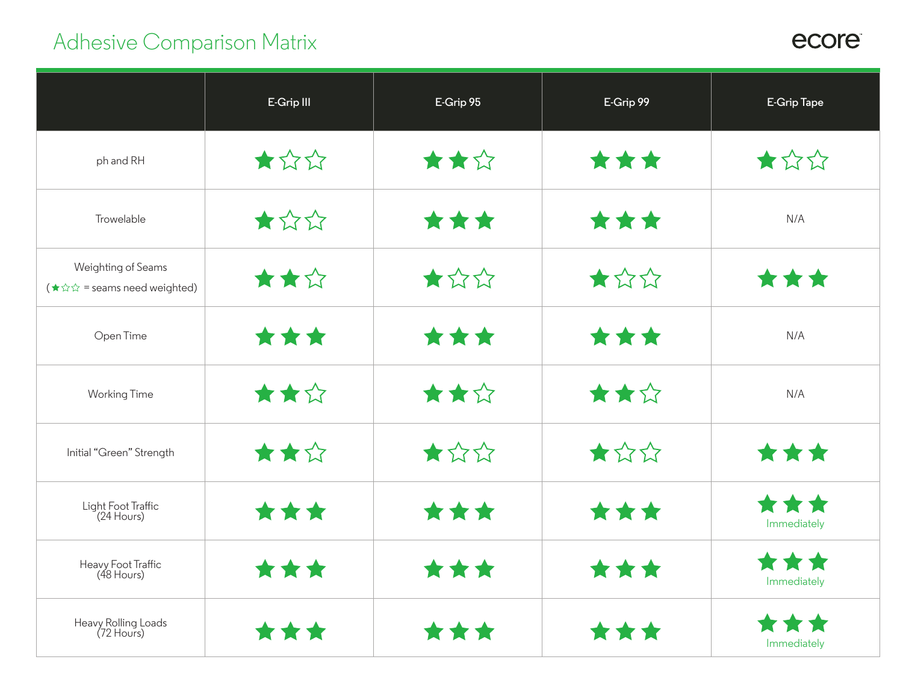# Adhesive Comparison Matrix

ecore

| | E-Grip III | E-Grip 95 | E-Grip 99 | E-Grip Tape |
|---|---|---|---|---|
| ph and RH | ★☆☆ | ★★☆ | ★★★ | ★☆☆ |
| Trowelable | ★☆☆ | ★★★ | ★★★ | N/A |
| Weighting of Seams (★☆☆ = seams need weighted) | ★★☆ | ★☆☆ | ★☆☆ | ★★★ |
| Open Time | ★★★ | ★★★ | ★★★ | N/A |
| Working Time | ★★☆ | ★★☆ | ★★☆ | N/A |
| Initial "Green" Strength | ★★☆ | ★☆☆ | ★☆☆ | ★★★ |
| Light Foot Traffic (24 Hours) | ★★★ | ★★★ | ★★★ | ★★★ Immediately |
| Heavy Foot Traffic (48 Hours) | ★★★ | ★★★ | ★★★ | ★★★ Immediately |
| Heavy Rolling Loads (72 Hours) | ★★★ | ★★★ | ★★★ | ★★★ Immediately |